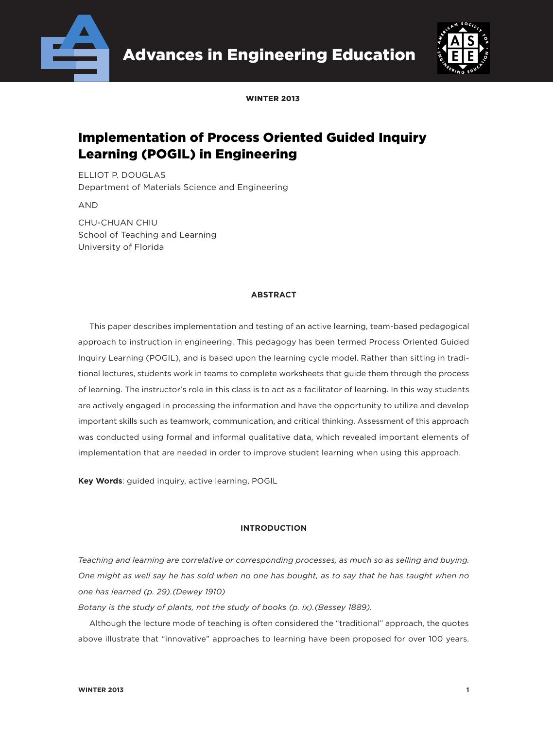# Implementation of Process Oriented Guided Inquiry Learning (POGIL) in Engineering

ELLIOT P. DOUGLAS
Department of Materials Science and Engineering

AND

CHU-CHUAN CHIU
School of Teaching and Learning
University of Florida

## ABSTRACT

This paper describes implementation and testing of an active learning, team-based pedagogical approach to instruction in engineering. This pedagogy has been termed Process Oriented Guided Inquiry Learning (POGIL), and is based upon the learning cycle model. Rather than sitting in traditional lectures, students work in teams to complete worksheets that guide them through the process of learning. The instructor's role in this class is to act as a facilitator of learning. In this way students are actively engaged in processing the information and have the opportunity to utilize and develop important skills such as teamwork, communication, and critical thinking. Assessment of this approach was conducted using formal and informal qualitative data, which revealed important elements of implementation that are needed in order to improve student learning when using this approach.

**Key Words**: guided inquiry, active learning, POGIL

## INTRODUCTION

*Teaching and learning are correlative or corresponding processes, as much so as selling and buying. One might as well say he has sold when no one has bought, as to say that he has taught when no one has learned (p. 29).(Dewey 1910)*

*Botany is the study of plants, not the study of books (p. ix).(Bessey 1889).*

Although the lecture mode of teaching is often considered the "traditional" approach, the quotes above illustrate that "innovative" approaches to learning have been proposed for over 100 years.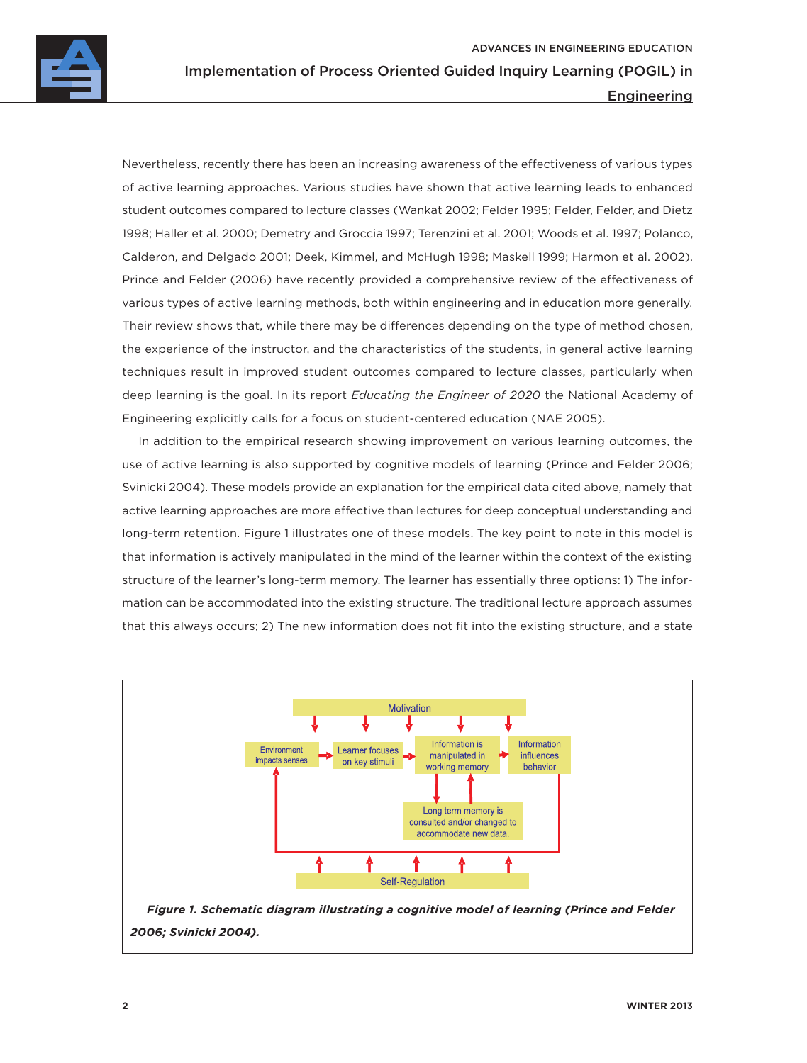Nevertheless, recently there has been an increasing awareness of the effectiveness of various types of active learning approaches. Various studies have shown that active learning leads to enhanced student outcomes compared to lecture classes (Wankat 2002; Felder 1995; Felder, Felder, and Dietz 1998; Haller et al. 2000; Demetry and Groccia 1997; Terenzini et al. 2001; Woods et al. 1997; Polanco, Calderon, and Delgado 2001; Deek, Kimmel, and McHugh 1998; Maskell 1999; Harmon et al. 2002). Prince and Felder (2006) have recently provided a comprehensive review of the effectiveness of various types of active learning methods, both within engineering and in education more generally. Their review shows that, while there may be differences depending on the type of method chosen, the experience of the instructor, and the characteristics of the students, in general active learning techniques result in improved student outcomes compared to lecture classes, particularly when deep learning is the goal. In its report *Educating the Engineer of 2020* the National Academy of Engineering explicitly calls for a focus on student-centered education (NAE 2005).

In addition to the empirical research showing improvement on various learning outcomes, the use of active learning is also supported by cognitive models of learning (Prince and Felder 2006; Svinicki 2004). These models provide an explanation for the empirical data cited above, namely that active learning approaches are more effective than lectures for deep conceptual understanding and long-term retention. Figure 1 illustrates one of these models. The key point to note in this model is that information is actively manipulated in the mind of the learner within the context of the existing structure of the learner's long-term memory. The learner has essentially three options: 1) The information can be accommodated into the existing structure. The traditional lecture approach assumes that this always occurs; 2) The new information does not fit into the existing structure, and a state

Motivation

Environment impacts senses → Learner focuses on key stimuli → Information is manipulated in working memory → Information influences behavior

Long term memory is consulted and/or changed to accommodate new data.

Self-Regulation

***Figure 1. Schematic diagram illustrating a cognitive model of learning (Prince and Felder 2006; Svinicki 2004).***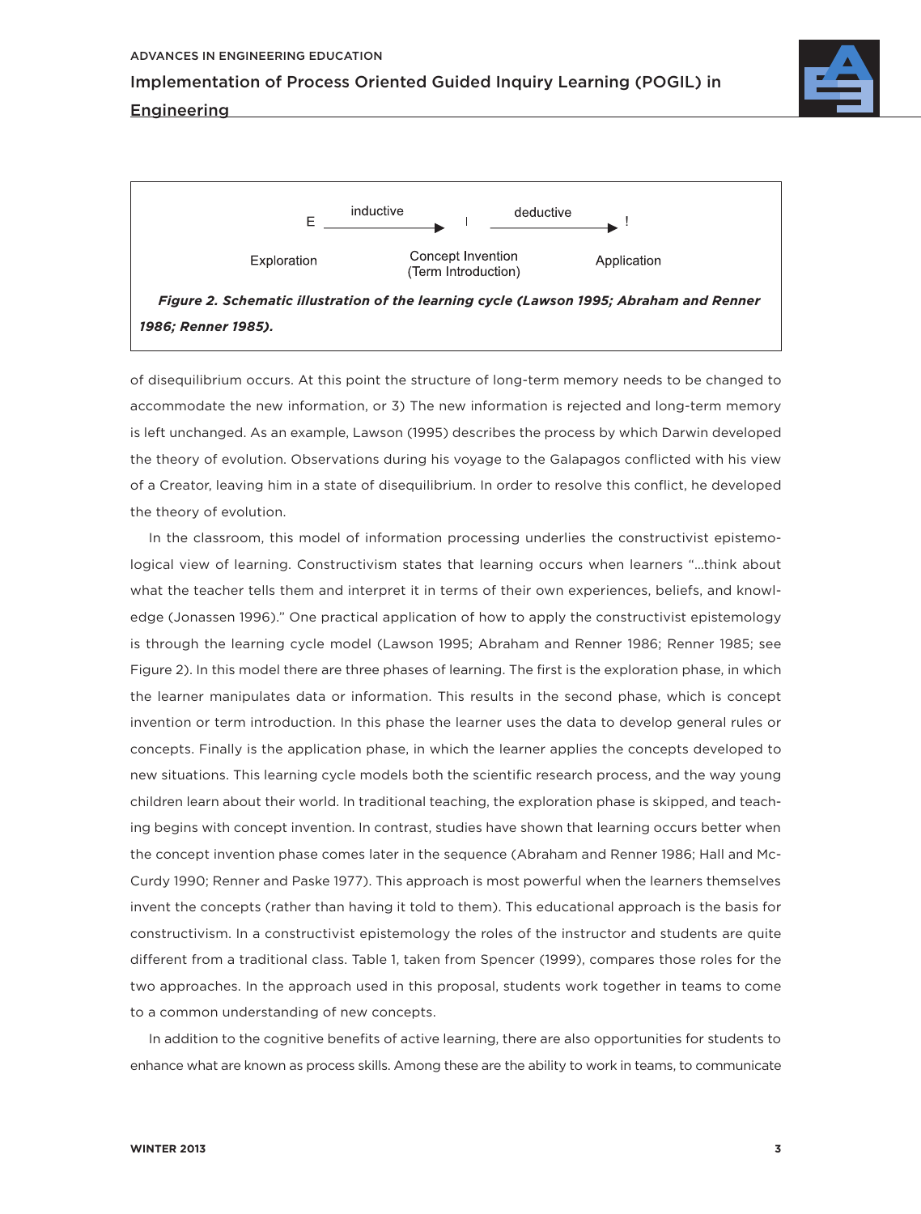E ——inductive——> I ——deductive——> !

Exploration — Concept Invention (Term Introduction) — Application

***Figure 2. Schematic illustration of the learning cycle (Lawson 1995; Abraham and Renner 1986; Renner 1985).***

of disequilibrium occurs. At this point the structure of long-term memory needs to be changed to accommodate the new information, or 3) The new information is rejected and long-term memory is left unchanged. As an example, Lawson (1995) describes the process by which Darwin developed the theory of evolution. Observations during his voyage to the Galapagos conflicted with his view of a Creator, leaving him in a state of disequilibrium. In order to resolve this conflict, he developed the theory of evolution.

In the classroom, this model of information processing underlies the constructivist epistemological view of learning. Constructivism states that learning occurs when learners "…think about what the teacher tells them and interpret it in terms of their own experiences, beliefs, and knowledge (Jonassen 1996)." One practical application of how to apply the constructivist epistemology is through the learning cycle model (Lawson 1995; Abraham and Renner 1986; Renner 1985; see Figure 2). In this model there are three phases of learning. The first is the exploration phase, in which the learner manipulates data or information. This results in the second phase, which is concept invention or term introduction. In this phase the learner uses the data to develop general rules or concepts. Finally is the application phase, in which the learner applies the concepts developed to new situations. This learning cycle models both the scientific research process, and the way young children learn about their world. In traditional teaching, the exploration phase is skipped, and teaching begins with concept invention. In contrast, studies have shown that learning occurs better when the concept invention phase comes later in the sequence (Abraham and Renner 1986; Hall and McCurdy 1990; Renner and Paske 1977). This approach is most powerful when the learners themselves invent the concepts (rather than having it told to them). This educational approach is the basis for constructivism. In a constructivist epistemology the roles of the instructor and students are quite different from a traditional class. Table 1, taken from Spencer (1999), compares those roles for the two approaches. In the approach used in this proposal, students work together in teams to come to a common understanding of new concepts.

In addition to the cognitive benefits of active learning, there are also opportunities for students to enhance what are known as process skills. Among these are the ability to work in teams, to communicate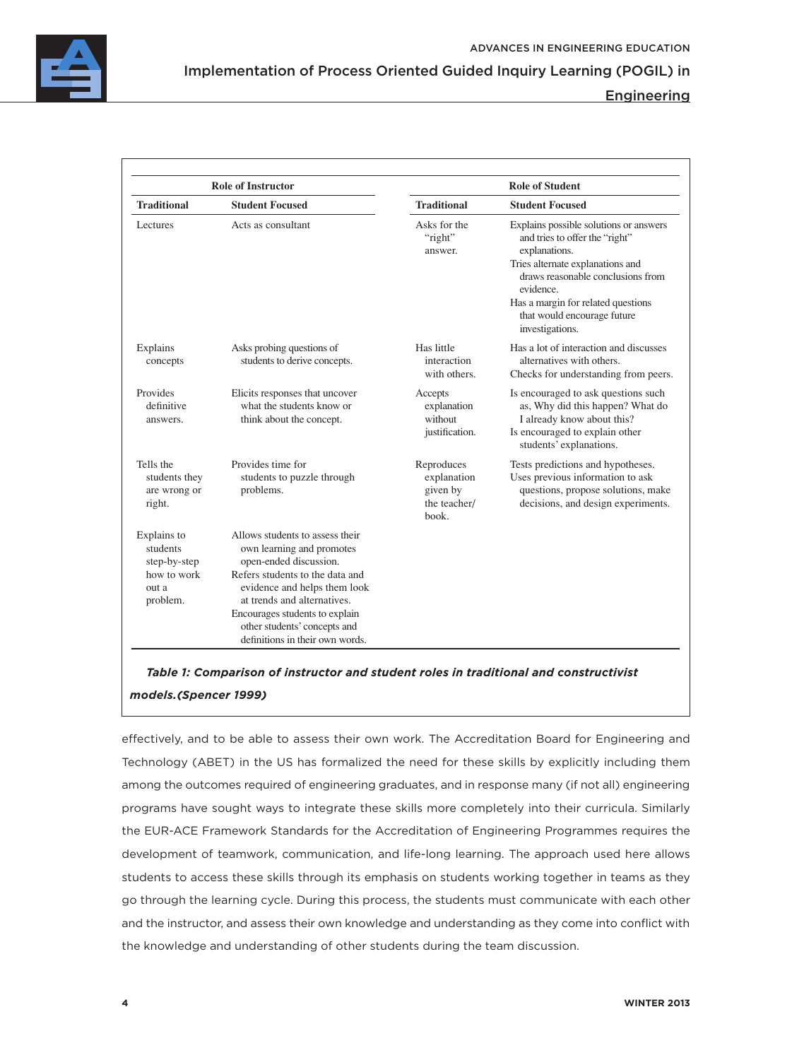| Role of Instructor | | Role of Student | |
|---|---|---|---|
| **Traditional** | **Student Focused** | **Traditional** | **Student Focused** |
| Lectures | Acts as consultant | Asks for the "right" answer. | Explains possible solutions or answers and tries to offer the "right" explanations. Tries alternate explanations and draws reasonable conclusions from evidence. Has a margin for related questions that would encourage future investigations. |
| Explains concepts | Asks probing questions of students to derive concepts. | Has little interaction with others. | Has a lot of interaction and discusses alternatives with others. Checks for understanding from peers. |
| Provides definitive answers. | Elicits responses that uncover what the students know or think about the concept. | Accepts explanation without justification. | Is encouraged to ask questions such as, Why did this happen? What do I already know about this? Is encouraged to explain other students' explanations. |
| Tells the students they are wrong or right. | Provides time for students to puzzle through problems. | Reproduces explanation given by the teacher/book. | Tests predictions and hypotheses. Uses previous information to ask questions, propose solutions, make decisions, and design experiments. |
| Explains to students step-by-step how to work out a problem. | Allows students to assess their own learning and promotes open-ended discussion. Refers students to the data and evidence and helps them look at trends and alternatives. Encourages students to explain other students' concepts and definitions in their own words. | | |

***Table 1: Comparison of instructor and student roles in traditional and constructivist models.(Spencer 1999)***

effectively, and to be able to assess their own work. The Accreditation Board for Engineering and Technology (ABET) in the US has formalized the need for these skills by explicitly including them among the outcomes required of engineering graduates, and in response many (if not all) engineering programs have sought ways to integrate these skills more completely into their curricula. Similarly the EUR-ACE Framework Standards for the Accreditation of Engineering Programmes requires the development of teamwork, communication, and life-long learning. The approach used here allows students to access these skills through its emphasis on students working together in teams as they go through the learning cycle. During this process, the students must communicate with each other and the instructor, and assess their own knowledge and understanding as they come into conflict with the knowledge and understanding of other students during the team discussion.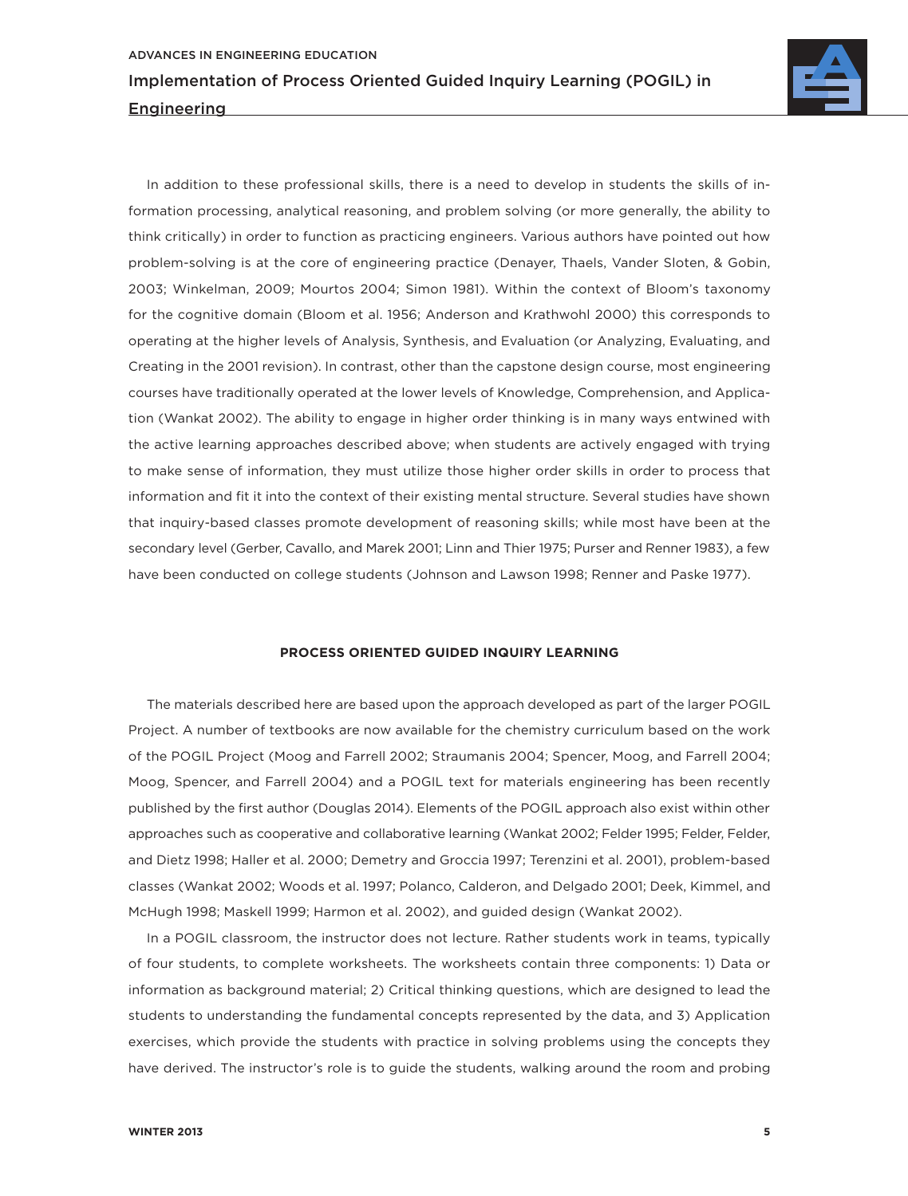In addition to these professional skills, there is a need to develop in students the skills of information processing, analytical reasoning, and problem solving (or more generally, the ability to think critically) in order to function as practicing engineers. Various authors have pointed out how problem-solving is at the core of engineering practice (Denayer, Thaels, Vander Sloten, & Gobin, 2003; Winkelman, 2009; Mourtos 2004; Simon 1981). Within the context of Bloom's taxonomy for the cognitive domain (Bloom et al. 1956; Anderson and Krathwohl 2000) this corresponds to operating at the higher levels of Analysis, Synthesis, and Evaluation (or Analyzing, Evaluating, and Creating in the 2001 revision). In contrast, other than the capstone design course, most engineering courses have traditionally operated at the lower levels of Knowledge, Comprehension, and Application (Wankat 2002). The ability to engage in higher order thinking is in many ways entwined with the active learning approaches described above; when students are actively engaged with trying to make sense of information, they must utilize those higher order skills in order to process that information and fit it into the context of their existing mental structure. Several studies have shown that inquiry-based classes promote development of reasoning skills; while most have been at the secondary level (Gerber, Cavallo, and Marek 2001; Linn and Thier 1975; Purser and Renner 1983), a few have been conducted on college students (Johnson and Lawson 1998; Renner and Paske 1977).

## PROCESS ORIENTED GUIDED INQUIRY LEARNING

The materials described here are based upon the approach developed as part of the larger POGIL Project. A number of textbooks are now available for the chemistry curriculum based on the work of the POGIL Project (Moog and Farrell 2002; Straumanis 2004; Spencer, Moog, and Farrell 2004; Moog, Spencer, and Farrell 2004) and a POGIL text for materials engineering has been recently published by the first author (Douglas 2014). Elements of the POGIL approach also exist within other approaches such as cooperative and collaborative learning (Wankat 2002; Felder 1995; Felder, Felder, and Dietz 1998; Haller et al. 2000; Demetry and Groccia 1997; Terenzini et al. 2001), problem-based classes (Wankat 2002; Woods et al. 1997; Polanco, Calderon, and Delgado 2001; Deek, Kimmel, and McHugh 1998; Maskell 1999; Harmon et al. 2002), and guided design (Wankat 2002).

In a POGIL classroom, the instructor does not lecture. Rather students work in teams, typically of four students, to complete worksheets. The worksheets contain three components: 1) Data or information as background material; 2) Critical thinking questions, which are designed to lead the students to understanding the fundamental concepts represented by the data, and 3) Application exercises, which provide the students with practice in solving problems using the concepts they have derived. The instructor's role is to guide the students, walking around the room and probing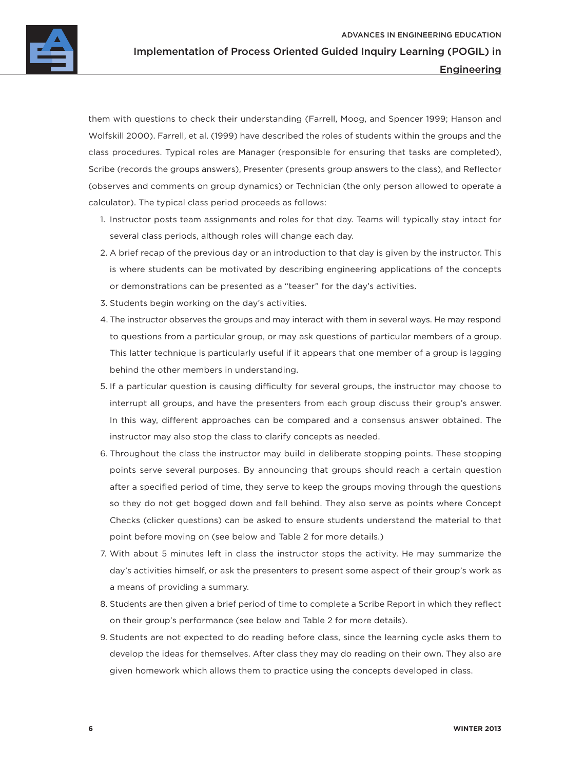them with questions to check their understanding (Farrell, Moog, and Spencer 1999; Hanson and Wolfskill 2000). Farrell, et al. (1999) have described the roles of students within the groups and the class procedures. Typical roles are Manager (responsible for ensuring that tasks are completed), Scribe (records the groups answers), Presenter (presents group answers to the class), and Reflector (observes and comments on group dynamics) or Technician (the only person allowed to operate a calculator). The typical class period proceeds as follows:

1. Instructor posts team assignments and roles for that day. Teams will typically stay intact for several class periods, although roles will change each day.
2. A brief recap of the previous day or an introduction to that day is given by the instructor. This is where students can be motivated by describing engineering applications of the concepts or demonstrations can be presented as a "teaser" for the day's activities.
3. Students begin working on the day's activities.
4. The instructor observes the groups and may interact with them in several ways. He may respond to questions from a particular group, or may ask questions of particular members of a group. This latter technique is particularly useful if it appears that one member of a group is lagging behind the other members in understanding.
5. If a particular question is causing difficulty for several groups, the instructor may choose to interrupt all groups, and have the presenters from each group discuss their group's answer. In this way, different approaches can be compared and a consensus answer obtained. The instructor may also stop the class to clarify concepts as needed.
6. Throughout the class the instructor may build in deliberate stopping points. These stopping points serve several purposes. By announcing that groups should reach a certain question after a specified period of time, they serve to keep the groups moving through the questions so they do not get bogged down and fall behind. They also serve as points where Concept Checks (clicker questions) can be asked to ensure students understand the material to that point before moving on (see below and Table 2 for more details.)
7. With about 5 minutes left in class the instructor stops the activity. He may summarize the day's activities himself, or ask the presenters to present some aspect of their group's work as a means of providing a summary.
8. Students are then given a brief period of time to complete a Scribe Report in which they reflect on their group's performance (see below and Table 2 for more details).
9. Students are not expected to do reading before class, since the learning cycle asks them to develop the ideas for themselves. After class they may do reading on their own. They also are given homework which allows them to practice using the concepts developed in class.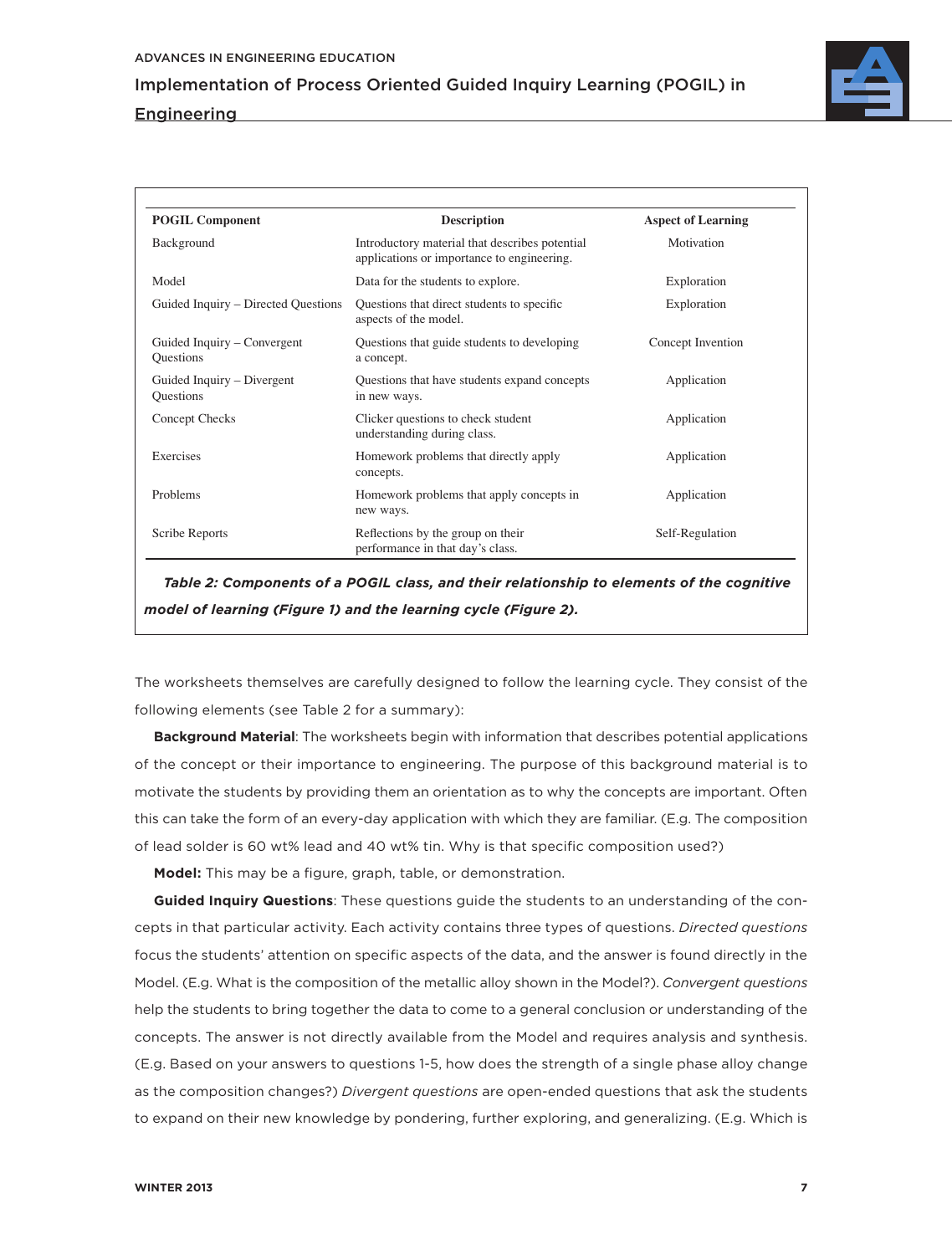| POGIL Component | Description | Aspect of Learning |
|---|---|---|
| Background | Introductory material that describes potential applications or importance to engineering. | Motivation |
| Model | Data for the students to explore. | Exploration |
| Guided Inquiry – Directed Questions | Questions that direct students to specific aspects of the model. | Exploration |
| Guided Inquiry – Convergent Questions | Questions that guide students to developing a concept. | Concept Invention |
| Guided Inquiry – Divergent Questions | Questions that have students expand concepts in new ways. | Application |
| Concept Checks | Clicker questions to check student understanding during class. | Application |
| Exercises | Homework problems that directly apply concepts. | Application |
| Problems | Homework problems that apply concepts in new ways. | Application |
| Scribe Reports | Reflections by the group on their performance in that day's class. | Self-Regulation |

***Table 2: Components of a POGIL class, and their relationship to elements of the cognitive model of learning (Figure 1) and the learning cycle (Figure 2).***

The worksheets themselves are carefully designed to follow the learning cycle. They consist of the following elements (see Table 2 for a summary):

**Background Material**: The worksheets begin with information that describes potential applications of the concept or their importance to engineering. The purpose of this background material is to motivate the students by providing them an orientation as to why the concepts are important. Often this can take the form of an every-day application with which they are familiar. (E.g. The composition of lead solder is 60 wt% lead and 40 wt% tin. Why is that specific composition used?)

**Model:** This may be a figure, graph, table, or demonstration.

**Guided Inquiry Questions**: These questions guide the students to an understanding of the concepts in that particular activity. Each activity contains three types of questions. *Directed questions* focus the students' attention on specific aspects of the data, and the answer is found directly in the Model. (E.g. What is the composition of the metallic alloy shown in the Model?). *Convergent questions* help the students to bring together the data to come to a general conclusion or understanding of the concepts. The answer is not directly available from the Model and requires analysis and synthesis. (E.g. Based on your answers to questions 1-5, how does the strength of a single phase alloy change as the composition changes?) *Divergent questions* are open-ended questions that ask the students to expand on their new knowledge by pondering, further exploring, and generalizing. (E.g. Which is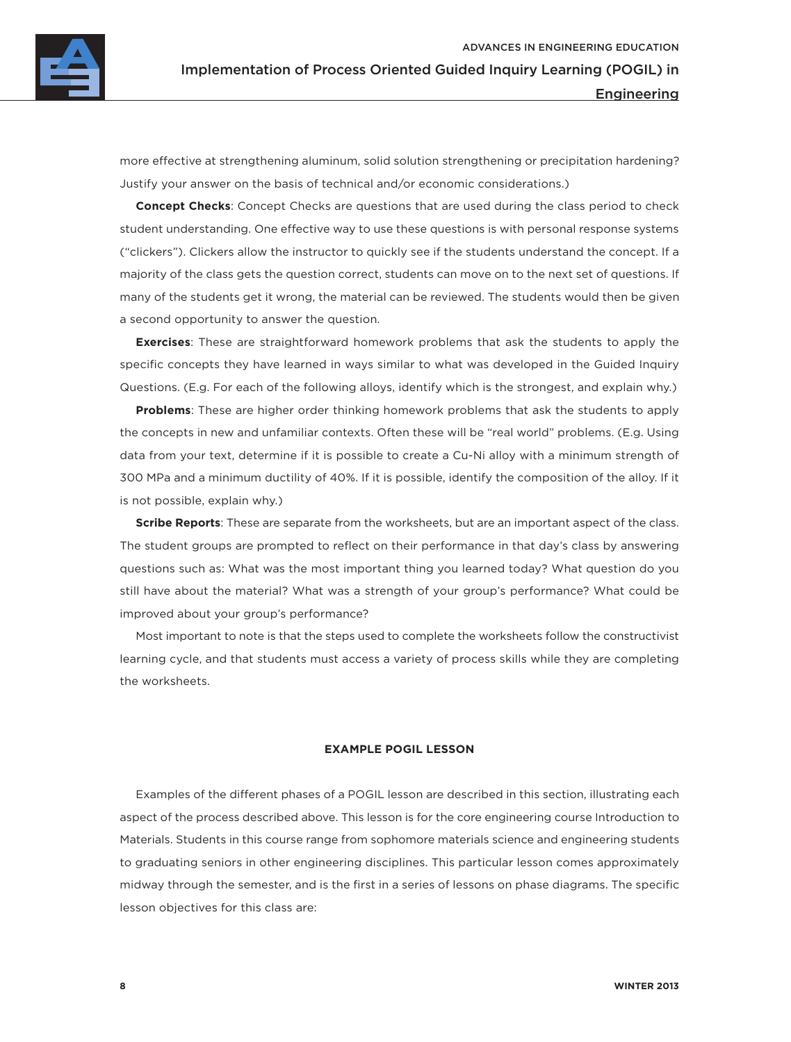more effective at strengthening aluminum, solid solution strengthening or precipitation hardening? Justify your answer on the basis of technical and/or economic considerations.)

**Concept Checks**: Concept Checks are questions that are used during the class period to check student understanding. One effective way to use these questions is with personal response systems ("clickers"). Clickers allow the instructor to quickly see if the students understand the concept. If a majority of the class gets the question correct, students can move on to the next set of questions. If many of the students get it wrong, the material can be reviewed. The students would then be given a second opportunity to answer the question.

**Exercises**: These are straightforward homework problems that ask the students to apply the specific concepts they have learned in ways similar to what was developed in the Guided Inquiry Questions. (E.g. For each of the following alloys, identify which is the strongest, and explain why.)

**Problems**: These are higher order thinking homework problems that ask the students to apply the concepts in new and unfamiliar contexts. Often these will be "real world" problems. (E.g. Using data from your text, determine if it is possible to create a Cu-Ni alloy with a minimum strength of 300 MPa and a minimum ductility of 40%. If it is possible, identify the composition of the alloy. If it is not possible, explain why.)

**Scribe Reports**: These are separate from the worksheets, but are an important aspect of the class. The student groups are prompted to reflect on their performance in that day's class by answering questions such as: What was the most important thing you learned today? What question do you still have about the material? What was a strength of your group's performance? What could be improved about your group's performance?

Most important to note is that the steps used to complete the worksheets follow the constructivist learning cycle, and that students must access a variety of process skills while they are completing the worksheets.

## EXAMPLE POGIL LESSON

Examples of the different phases of a POGIL lesson are described in this section, illustrating each aspect of the process described above. This lesson is for the core engineering course Introduction to Materials. Students in this course range from sophomore materials science and engineering students to graduating seniors in other engineering disciplines. This particular lesson comes approximately midway through the semester, and is the first in a series of lessons on phase diagrams. The specific lesson objectives for this class are: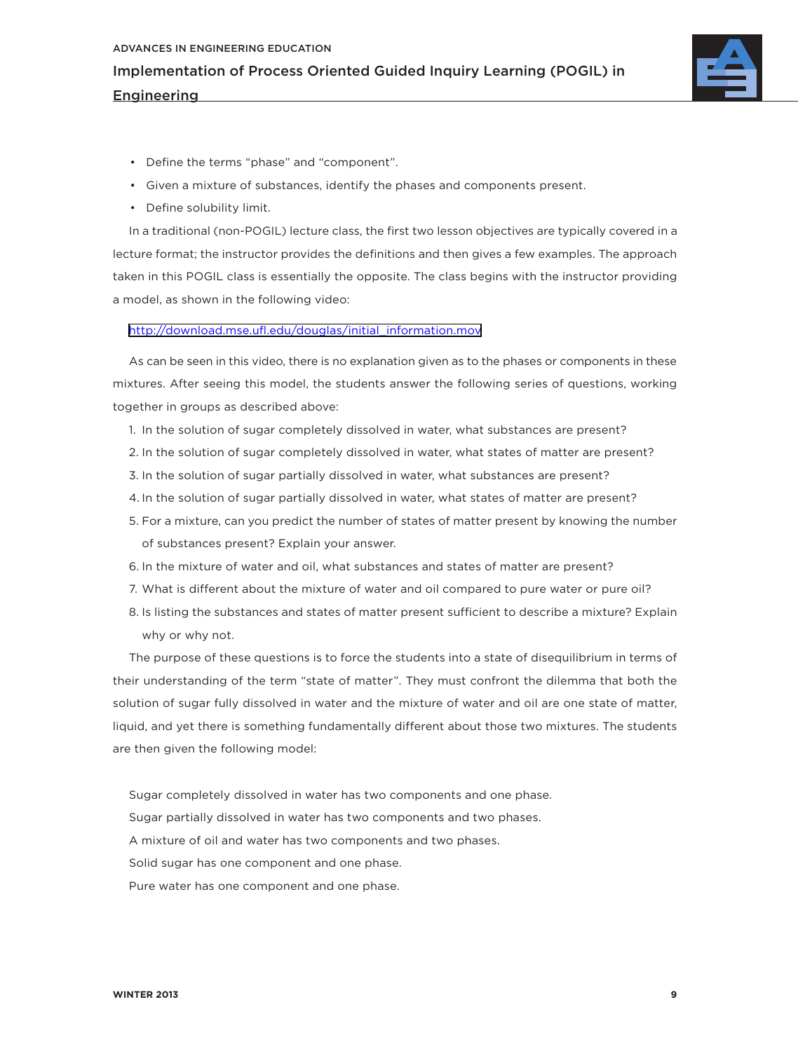- Define the terms "phase" and "component".
- Given a mixture of substances, identify the phases and components present.
- Define solubility limit.

In a traditional (non-POGIL) lecture class, the first two lesson objectives are typically covered in a lecture format; the instructor provides the definitions and then gives a few examples. The approach taken in this POGIL class is essentially the opposite. The class begins with the instructor providing a model, as shown in the following video:

http://download.mse.ufl.edu/douglas/initial_information.mov

As can be seen in this video, there is no explanation given as to the phases or components in these mixtures. After seeing this model, the students answer the following series of questions, working together in groups as described above:

1. In the solution of sugar completely dissolved in water, what substances are present?
2. In the solution of sugar completely dissolved in water, what states of matter are present?
3. In the solution of sugar partially dissolved in water, what substances are present?
4. In the solution of sugar partially dissolved in water, what states of matter are present?
5. For a mixture, can you predict the number of states of matter present by knowing the number of substances present? Explain your answer.
6. In the mixture of water and oil, what substances and states of matter are present?
7. What is different about the mixture of water and oil compared to pure water or pure oil?
8. Is listing the substances and states of matter present sufficient to describe a mixture? Explain why or why not.

The purpose of these questions is to force the students into a state of disequilibrium in terms of their understanding of the term "state of matter". They must confront the dilemma that both the solution of sugar fully dissolved in water and the mixture of water and oil are one state of matter, liquid, and yet there is something fundamentally different about those two mixtures. The students are then given the following model:

Sugar completely dissolved in water has two components and one phase.

Sugar partially dissolved in water has two components and two phases.

A mixture of oil and water has two components and two phases.

Solid sugar has one component and one phase.

Pure water has one component and one phase.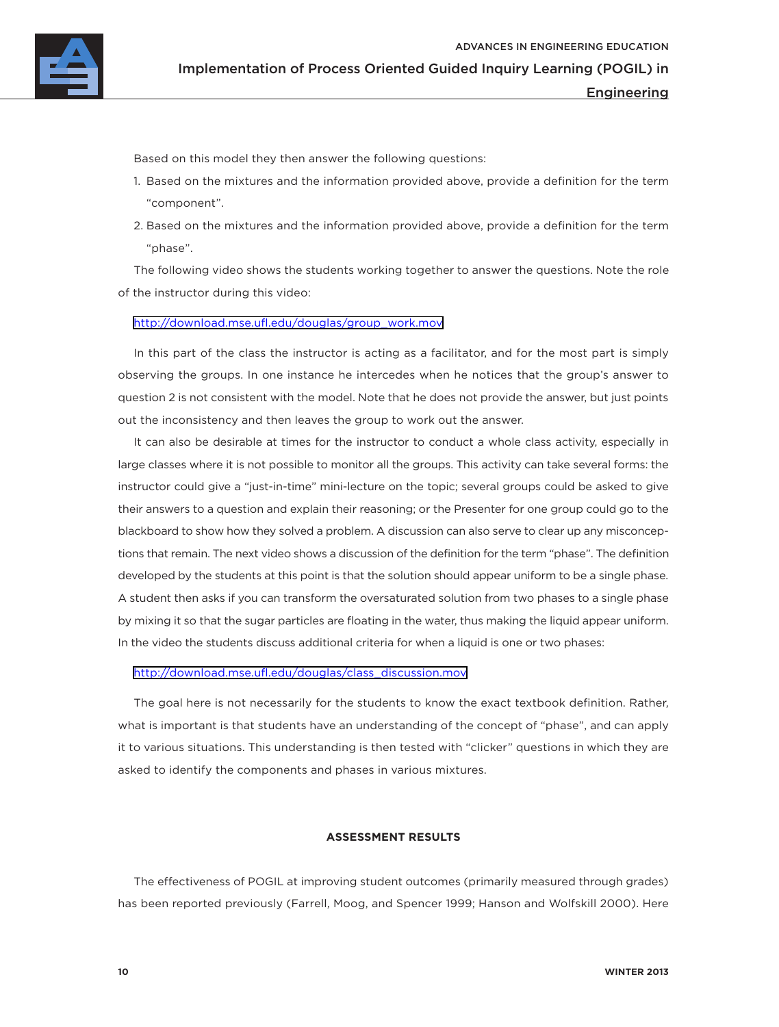Based on this model they then answer the following questions:

1. Based on the mixtures and the information provided above, provide a definition for the term "component".
2. Based on the mixtures and the information provided above, provide a definition for the term "phase".

The following video shows the students working together to answer the questions. Note the role of the instructor during this video:

http://download.mse.ufl.edu/douglas/group_work.mov

In this part of the class the instructor is acting as a facilitator, and for the most part is simply observing the groups. In one instance he intercedes when he notices that the group's answer to question 2 is not consistent with the model. Note that he does not provide the answer, but just points out the inconsistency and then leaves the group to work out the answer.

It can also be desirable at times for the instructor to conduct a whole class activity, especially in large classes where it is not possible to monitor all the groups. This activity can take several forms: the instructor could give a "just-in-time" mini-lecture on the topic; several groups could be asked to give their answers to a question and explain their reasoning; or the Presenter for one group could go to the blackboard to show how they solved a problem. A discussion can also serve to clear up any misconceptions that remain. The next video shows a discussion of the definition for the term "phase". The definition developed by the students at this point is that the solution should appear uniform to be a single phase. A student then asks if you can transform the oversaturated solution from two phases to a single phase by mixing it so that the sugar particles are floating in the water, thus making the liquid appear uniform. In the video the students discuss additional criteria for when a liquid is one or two phases:

http://download.mse.ufl.edu/douglas/class_discussion.mov

The goal here is not necessarily for the students to know the exact textbook definition. Rather, what is important is that students have an understanding of the concept of "phase", and can apply it to various situations. This understanding is then tested with "clicker" questions in which they are asked to identify the components and phases in various mixtures.

## ASSESSMENT RESULTS

The effectiveness of POGIL at improving student outcomes (primarily measured through grades) has been reported previously (Farrell, Moog, and Spencer 1999; Hanson and Wolfskill 2000). Here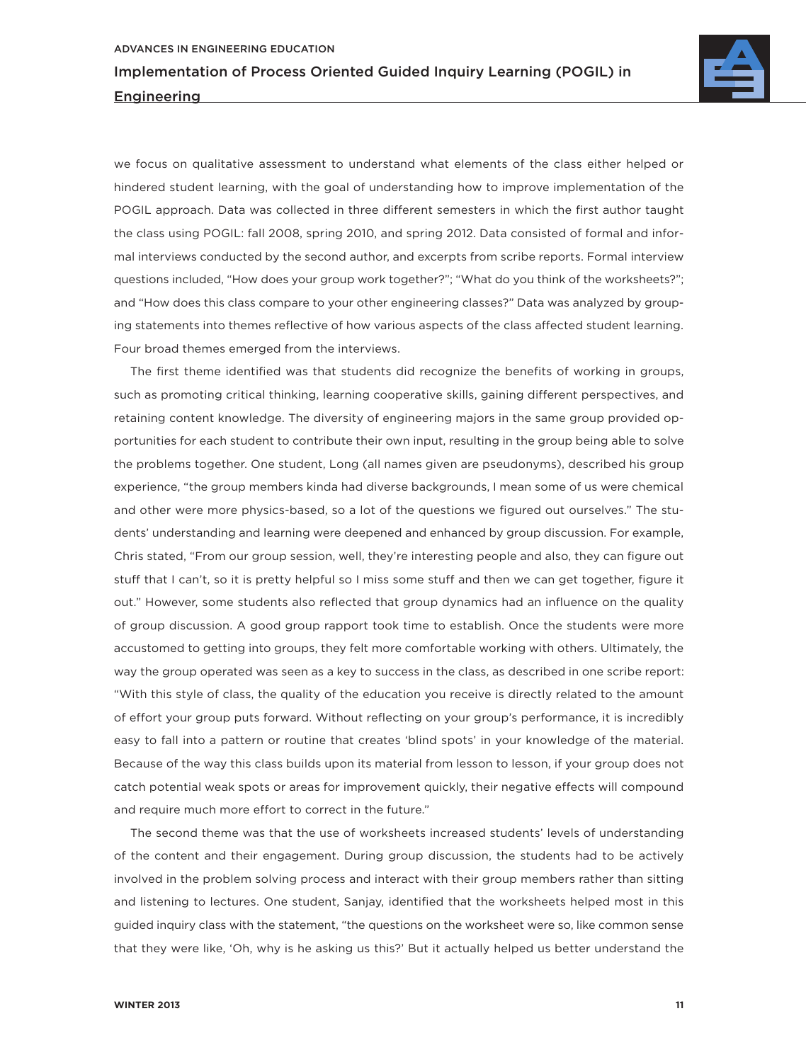we focus on qualitative assessment to understand what elements of the class either helped or hindered student learning, with the goal of understanding how to improve implementation of the POGIL approach. Data was collected in three different semesters in which the first author taught the class using POGIL: fall 2008, spring 2010, and spring 2012. Data consisted of formal and informal interviews conducted by the second author, and excerpts from scribe reports. Formal interview questions included, "How does your group work together?"; "What do you think of the worksheets?"; and "How does this class compare to your other engineering classes?" Data was analyzed by grouping statements into themes reflective of how various aspects of the class affected student learning. Four broad themes emerged from the interviews.

The first theme identified was that students did recognize the benefits of working in groups, such as promoting critical thinking, learning cooperative skills, gaining different perspectives, and retaining content knowledge. The diversity of engineering majors in the same group provided opportunities for each student to contribute their own input, resulting in the group being able to solve the problems together. One student, Long (all names given are pseudonyms), described his group experience, "the group members kinda had diverse backgrounds, I mean some of us were chemical and other were more physics-based, so a lot of the questions we figured out ourselves." The students' understanding and learning were deepened and enhanced by group discussion. For example, Chris stated, "From our group session, well, they're interesting people and also, they can figure out stuff that I can't, so it is pretty helpful so I miss some stuff and then we can get together, figure it out." However, some students also reflected that group dynamics had an influence on the quality of group discussion. A good group rapport took time to establish. Once the students were more accustomed to getting into groups, they felt more comfortable working with others. Ultimately, the way the group operated was seen as a key to success in the class, as described in one scribe report: "With this style of class, the quality of the education you receive is directly related to the amount of effort your group puts forward. Without reflecting on your group's performance, it is incredibly easy to fall into a pattern or routine that creates 'blind spots' in your knowledge of the material. Because of the way this class builds upon its material from lesson to lesson, if your group does not catch potential weak spots or areas for improvement quickly, their negative effects will compound and require much more effort to correct in the future."

The second theme was that the use of worksheets increased students' levels of understanding of the content and their engagement. During group discussion, the students had to be actively involved in the problem solving process and interact with their group members rather than sitting and listening to lectures. One student, Sanjay, identified that the worksheets helped most in this guided inquiry class with the statement, "the questions on the worksheet were so, like common sense that they were like, 'Oh, why is he asking us this?' But it actually helped us better understand the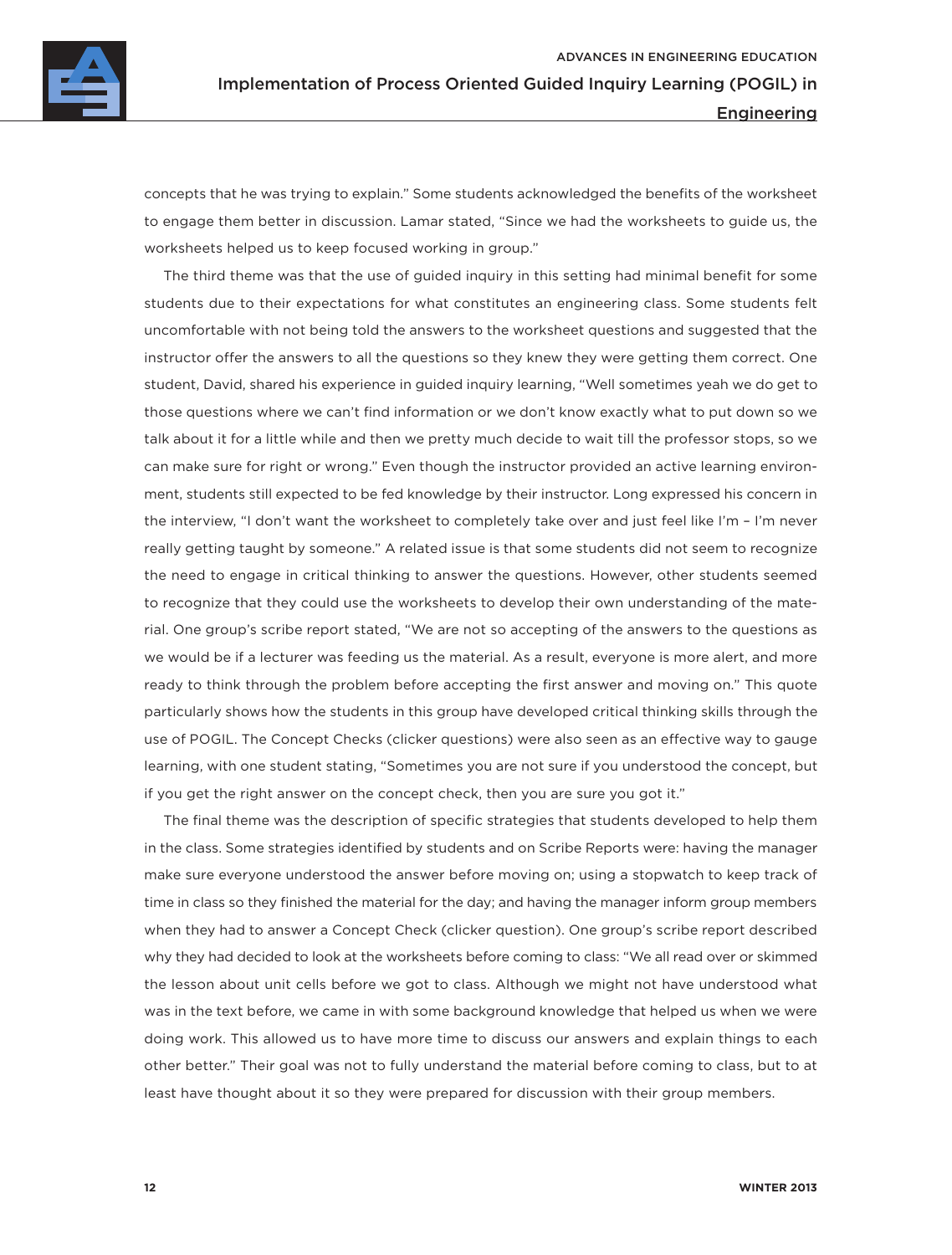concepts that he was trying to explain." Some students acknowledged the benefits of the worksheet to engage them better in discussion. Lamar stated, "Since we had the worksheets to guide us, the worksheets helped us to keep focused working in group."

The third theme was that the use of guided inquiry in this setting had minimal benefit for some students due to their expectations for what constitutes an engineering class. Some students felt uncomfortable with not being told the answers to the worksheet questions and suggested that the instructor offer the answers to all the questions so they knew they were getting them correct. One student, David, shared his experience in guided inquiry learning, "Well sometimes yeah we do get to those questions where we can't find information or we don't know exactly what to put down so we talk about it for a little while and then we pretty much decide to wait till the professor stops, so we can make sure for right or wrong." Even though the instructor provided an active learning environment, students still expected to be fed knowledge by their instructor. Long expressed his concern in the interview, "I don't want the worksheet to completely take over and just feel like I'm – I'm never really getting taught by someone." A related issue is that some students did not seem to recognize the need to engage in critical thinking to answer the questions. However, other students seemed to recognize that they could use the worksheets to develop their own understanding of the material. One group's scribe report stated, "We are not so accepting of the answers to the questions as we would be if a lecturer was feeding us the material. As a result, everyone is more alert, and more ready to think through the problem before accepting the first answer and moving on." This quote particularly shows how the students in this group have developed critical thinking skills through the use of POGIL. The Concept Checks (clicker questions) were also seen as an effective way to gauge learning, with one student stating, "Sometimes you are not sure if you understood the concept, but if you get the right answer on the concept check, then you are sure you got it."

The final theme was the description of specific strategies that students developed to help them in the class. Some strategies identified by students and on Scribe Reports were: having the manager make sure everyone understood the answer before moving on; using a stopwatch to keep track of time in class so they finished the material for the day; and having the manager inform group members when they had to answer a Concept Check (clicker question). One group's scribe report described why they had decided to look at the worksheets before coming to class: "We all read over or skimmed the lesson about unit cells before we got to class. Although we might not have understood what was in the text before, we came in with some background knowledge that helped us when we were doing work. This allowed us to have more time to discuss our answers and explain things to each other better." Their goal was not to fully understand the material before coming to class, but to at least have thought about it so they were prepared for discussion with their group members.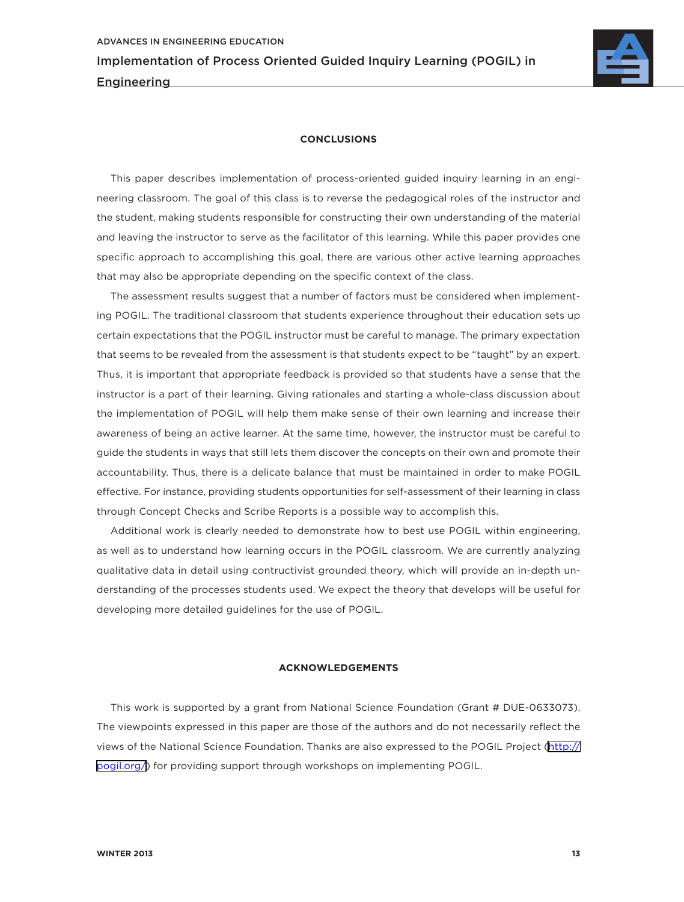## CONCLUSIONS

This paper describes implementation of process-oriented guided inquiry learning in an engineering classroom. The goal of this class is to reverse the pedagogical roles of the instructor and the student, making students responsible for constructing their own understanding of the material and leaving the instructor to serve as the facilitator of this learning. While this paper provides one specific approach to accomplishing this goal, there are various other active learning approaches that may also be appropriate depending on the specific context of the class.

The assessment results suggest that a number of factors must be considered when implementing POGIL. The traditional classroom that students experience throughout their education sets up certain expectations that the POGIL instructor must be careful to manage. The primary expectation that seems to be revealed from the assessment is that students expect to be "taught" by an expert. Thus, it is important that appropriate feedback is provided so that students have a sense that the instructor is a part of their learning. Giving rationales and starting a whole-class discussion about the implementation of POGIL will help them make sense of their own learning and increase their awareness of being an active learner. At the same time, however, the instructor must be careful to guide the students in ways that still lets them discover the concepts on their own and promote their accountability. Thus, there is a delicate balance that must be maintained in order to make POGIL effective. For instance, providing students opportunities for self-assessment of their learning in class through Concept Checks and Scribe Reports is a possible way to accomplish this.

Additional work is clearly needed to demonstrate how to best use POGIL within engineering, as well as to understand how learning occurs in the POGIL classroom. We are currently analyzing qualitative data in detail using contructivist grounded theory, which will provide an in-depth understanding of the processes students used. We expect the theory that develops will be useful for developing more detailed guidelines for the use of POGIL.

## ACKNOWLEDGEMENTS

This work is supported by a grant from National Science Foundation (Grant # DUE-0633073). The viewpoints expressed in this paper are those of the authors and do not necessarily reflect the views of the National Science Foundation. Thanks are also expressed to the POGIL Project (http://pogil.org/) for providing support through workshops on implementing POGIL.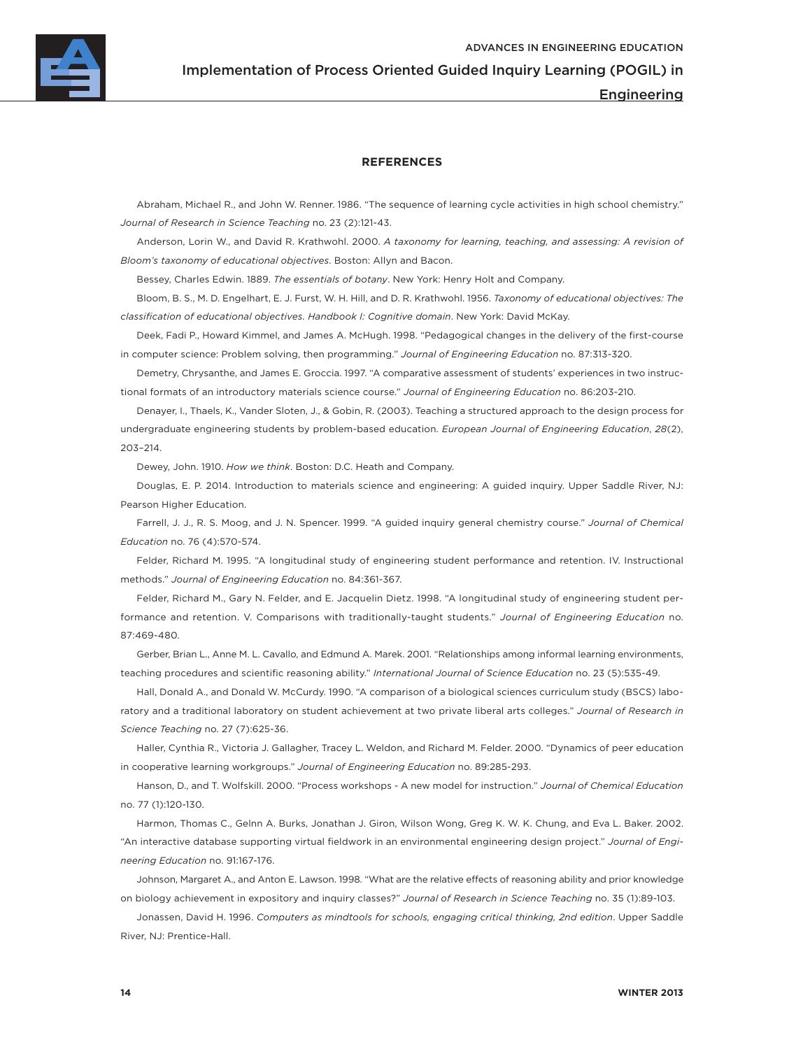## REFERENCES

Abraham, Michael R., and John W. Renner. 1986. "The sequence of learning cycle activities in high school chemistry." *Journal of Research in Science Teaching* no. 23 (2):121-43.

Anderson, Lorin W., and David R. Krathwohl. 2000. *A taxonomy for learning, teaching, and assessing: A revision of Bloom's taxonomy of educational objectives*. Boston: Allyn and Bacon.

Bessey, Charles Edwin. 1889. *The essentials of botany*. New York: Henry Holt and Company.

Bloom, B. S., M. D. Engelhart, E. J. Furst, W. H. Hill, and D. R. Krathwohl. 1956. *Taxonomy of educational objectives: The classification of educational objectives. Handbook I: Cognitive domain*. New York: David McKay.

Deek, Fadi P., Howard Kimmel, and James A. McHugh. 1998. "Pedagogical changes in the delivery of the first-course in computer science: Problem solving, then programming." *Journal of Engineering Education* no. 87:313-320.

Demetry, Chrysanthe, and James E. Groccia. 1997. "A comparative assessment of students' experiences in two instructional formats of an introductory materials science course." *Journal of Engineering Education* no. 86:203-210.

Denayer, I., Thaels, K., Vander Sloten, J., & Gobin, R. (2003). Teaching a structured approach to the design process for undergraduate engineering students by problem-based education. *European Journal of Engineering Education*, *28*(2), 203–214.

Dewey, John. 1910. *How we think*. Boston: D.C. Heath and Company.

Douglas, E. P. 2014. Introduction to materials science and engineering: A guided inquiry. Upper Saddle River, NJ: Pearson Higher Education.

Farrell, J. J., R. S. Moog, and J. N. Spencer. 1999. "A guided inquiry general chemistry course." *Journal of Chemical Education* no. 76 (4):570-574.

Felder, Richard M. 1995. "A longitudinal study of engineering student performance and retention. IV. Instructional methods." *Journal of Engineering Education* no. 84:361-367.

Felder, Richard M., Gary N. Felder, and E. Jacquelin Dietz. 1998. "A longitudinal study of engineering student performance and retention. V. Comparisons with traditionally-taught students." *Journal of Engineering Education* no. 87:469-480.

Gerber, Brian L., Anne M. L. Cavallo, and Edmund A. Marek. 2001. "Relationships among informal learning environments, teaching procedures and scientific reasoning ability." *International Journal of Science Education* no. 23 (5):535-49.

Hall, Donald A., and Donald W. McCurdy. 1990. "A comparison of a biological sciences curriculum study (BSCS) laboratory and a traditional laboratory on student achievement at two private liberal arts colleges." *Journal of Research in Science Teaching* no. 27 (7):625-36.

Haller, Cynthia R., Victoria J. Gallagher, Tracey L. Weldon, and Richard M. Felder. 2000. "Dynamics of peer education in cooperative learning workgroups." *Journal of Engineering Education* no. 89:285-293.

Hanson, D., and T. Wolfskill. 2000. "Process workshops - A new model for instruction." *Journal of Chemical Education* no. 77 (1):120-130.

Harmon, Thomas C., Gelnn A. Burks, Jonathan J. Giron, Wilson Wong, Greg K. W. K. Chung, and Eva L. Baker. 2002. "An interactive database supporting virtual fieldwork in an environmental engineering design project." *Journal of Engineering Education* no. 91:167-176.

Johnson, Margaret A., and Anton E. Lawson. 1998. "What are the relative effects of reasoning ability and prior knowledge on biology achievement in expository and inquiry classes?" *Journal of Research in Science Teaching* no. 35 (1):89-103.

Jonassen, David H. 1996. *Computers as mindtools for schools, engaging critical thinking, 2nd edition*. Upper Saddle River, NJ: Prentice-Hall.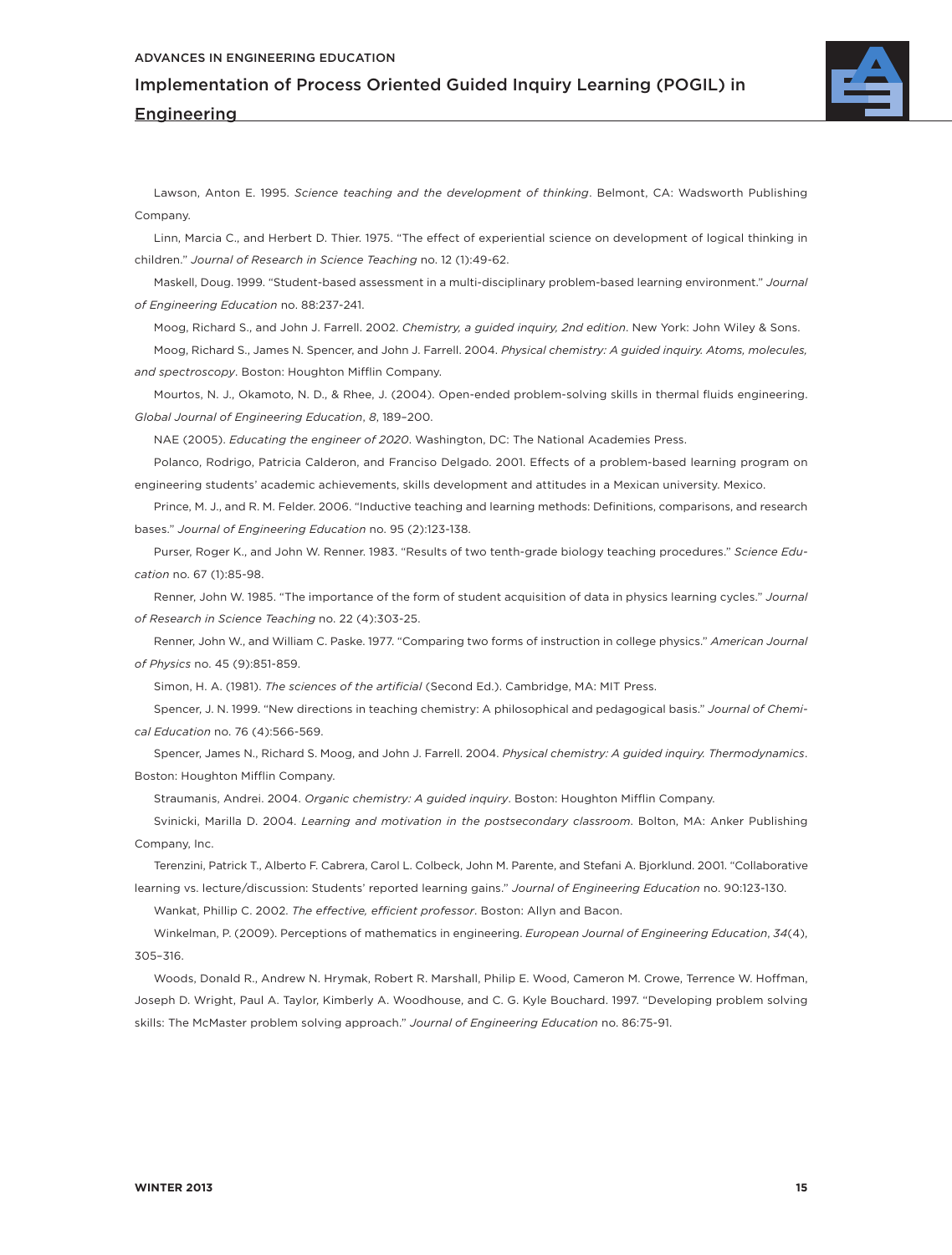Lawson, Anton E. 1995. *Science teaching and the development of thinking*. Belmont, CA: Wadsworth Publishing Company.

Linn, Marcia C., and Herbert D. Thier. 1975. "The effect of experiential science on development of logical thinking in children." *Journal of Research in Science Teaching* no. 12 (1):49-62.

Maskell, Doug. 1999. "Student-based assessment in a multi-disciplinary problem-based learning environment." *Journal of Engineering Education* no. 88:237-241.

Moog, Richard S., and John J. Farrell. 2002. *Chemistry, a guided inquiry, 2nd edition*. New York: John Wiley & Sons.

Moog, Richard S., James N. Spencer, and John J. Farrell. 2004. *Physical chemistry: A guided inquiry. Atoms, molecules, and spectroscopy*. Boston: Houghton Mifflin Company.

Mourtos, N. J., Okamoto, N. D., & Rhee, J. (2004). Open-ended problem-solving skills in thermal fluids engineering. *Global Journal of Engineering Education*, *8*, 189–200.

NAE (2005). *Educating the engineer of 2020*. Washington, DC: The National Academies Press.

Polanco, Rodrigo, Patricia Calderon, and Franciso Delgado. 2001. Effects of a problem-based learning program on engineering students' academic achievements, skills development and attitudes in a Mexican university. Mexico.

Prince, M. J., and R. M. Felder. 2006. "Inductive teaching and learning methods: Definitions, comparisons, and research bases." *Journal of Engineering Education* no. 95 (2):123-138.

Purser, Roger K., and John W. Renner. 1983. "Results of two tenth-grade biology teaching procedures." *Science Education* no. 67 (1):85-98.

Renner, John W. 1985. "The importance of the form of student acquisition of data in physics learning cycles." *Journal of Research in Science Teaching* no. 22 (4):303-25.

Renner, John W., and William C. Paske. 1977. "Comparing two forms of instruction in college physics." *American Journal of Physics* no. 45 (9):851-859.

Simon, H. A. (1981). *The sciences of the artificial* (Second Ed.). Cambridge, MA: MIT Press.

Spencer, J. N. 1999. "New directions in teaching chemistry: A philosophical and pedagogical basis." *Journal of Chemical Education* no. 76 (4):566-569.

Spencer, James N., Richard S. Moog, and John J. Farrell. 2004. *Physical chemistry: A guided inquiry. Thermodynamics*. Boston: Houghton Mifflin Company.

Straumanis, Andrei. 2004. *Organic chemistry: A guided inquiry*. Boston: Houghton Mifflin Company.

Svinicki, Marilla D. 2004. *Learning and motivation in the postsecondary classroom*. Bolton, MA: Anker Publishing Company, Inc.

Terenzini, Patrick T., Alberto F. Cabrera, Carol L. Colbeck, John M. Parente, and Stefani A. Bjorklund. 2001. "Collaborative learning vs. lecture/discussion: Students' reported learning gains." *Journal of Engineering Education* no. 90:123-130.

Wankat, Phillip C. 2002. *The effective, efficient professor*. Boston: Allyn and Bacon.

Winkelman, P. (2009). Perceptions of mathematics in engineering. *European Journal of Engineering Education*, *34*(4), 305–316.

Woods, Donald R., Andrew N. Hrymak, Robert R. Marshall, Philip E. Wood, Cameron M. Crowe, Terrence W. Hoffman, Joseph D. Wright, Paul A. Taylor, Kimberly A. Woodhouse, and C. G. Kyle Bouchard. 1997. "Developing problem solving skills: The McMaster problem solving approach." *Journal of Engineering Education* no. 86:75-91.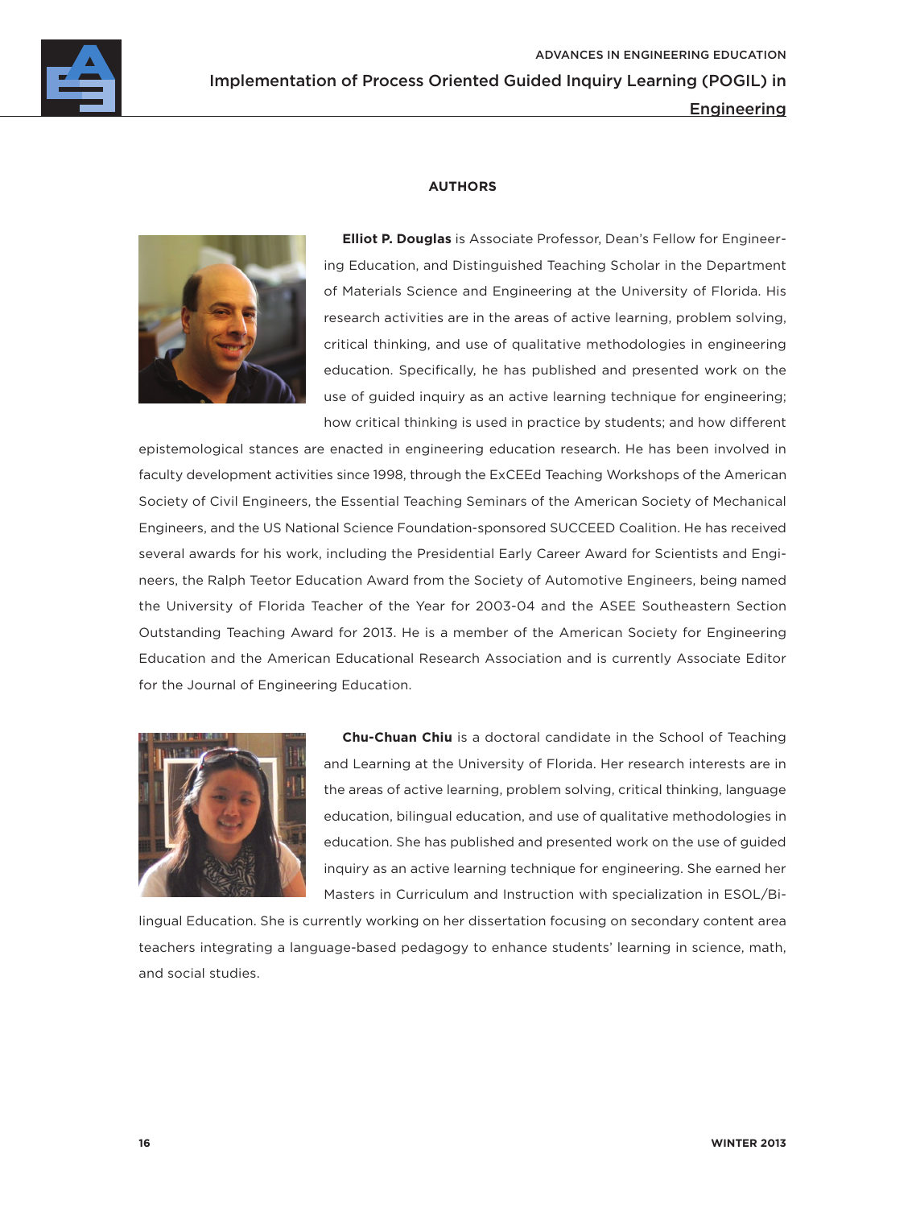## AUTHORS

**Elliot P. Douglas** is Associate Professor, Dean's Fellow for Engineering Education, and Distinguished Teaching Scholar in the Department of Materials Science and Engineering at the University of Florida. His research activities are in the areas of active learning, problem solving, critical thinking, and use of qualitative methodologies in engineering education. Specifically, he has published and presented work on the use of guided inquiry as an active learning technique for engineering; how critical thinking is used in practice by students; and how different epistemological stances are enacted in engineering education research. He has been involved in faculty development activities since 1998, through the ExCEEd Teaching Workshops of the American Society of Civil Engineers, the Essential Teaching Seminars of the American Society of Mechanical Engineers, and the US National Science Foundation-sponsored SUCCEED Coalition. He has received several awards for his work, including the Presidential Early Career Award for Scientists and Engineers, the Ralph Teetor Education Award from the Society of Automotive Engineers, being named the University of Florida Teacher of the Year for 2003-04 and the ASEE Southeastern Section Outstanding Teaching Award for 2013. He is a member of the American Society for Engineering Education and the American Educational Research Association and is currently Associate Editor for the Journal of Engineering Education.

**Chu-Chuan Chiu** is a doctoral candidate in the School of Teaching and Learning at the University of Florida. Her research interests are in the areas of active learning, problem solving, critical thinking, language education, bilingual education, and use of qualitative methodologies in education. She has published and presented work on the use of guided inquiry as an active learning technique for engineering. She earned her Masters in Curriculum and Instruction with specialization in ESOL/Bilingual Education. She is currently working on her dissertation focusing on secondary content area teachers integrating a language-based pedagogy to enhance students' learning in science, math, and social studies.